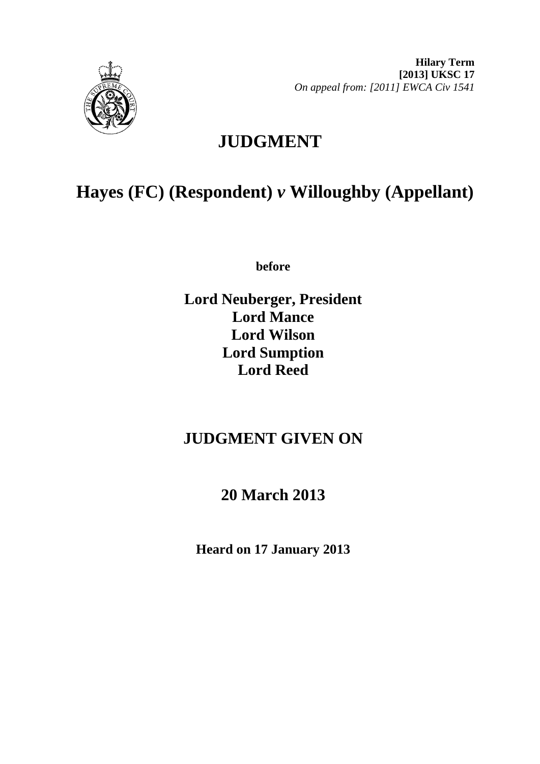**Hilary Term**
**[2013] UKSC 17**
*On appeal from: [2011] EWCA Civ 1541*

# JUDGMENT

# Hayes (FC) (Respondent) *v* Willoughby (Appellant)

**before**

**Lord Neuberger, President**
**Lord Mance**
**Lord Wilson**
**Lord Sumption**
**Lord Reed**

## JUDGMENT GIVEN ON

## 20 March 2013

**Heard on 17 January 2013**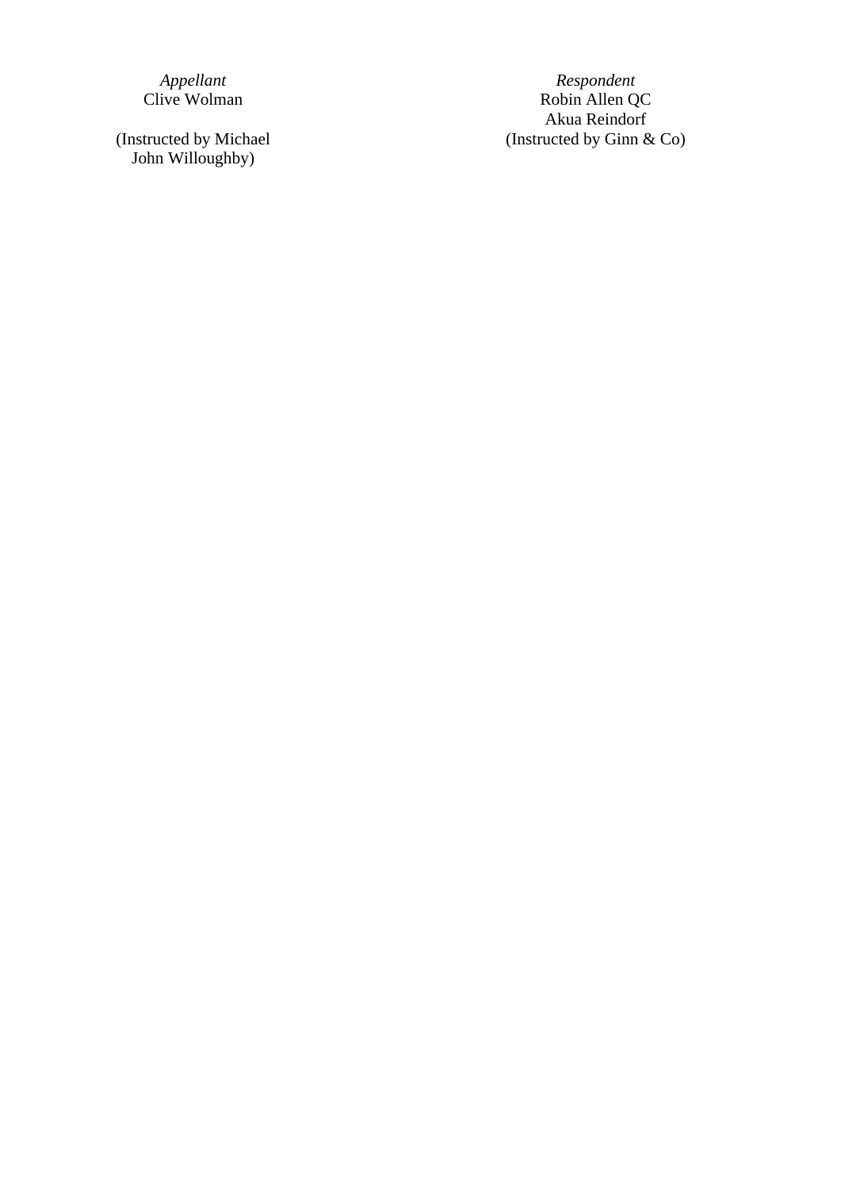| *Appellant* | *Respondent* |
| --- | --- |
| Clive Wolman | Robin Allen QC |
| | Akua Reindorf |
| (Instructed by Michael John Willoughby) | (Instructed by Ginn & Co) |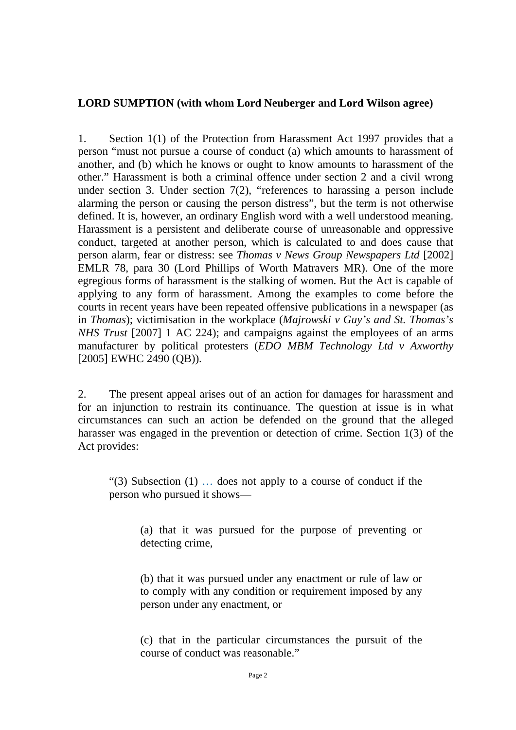**LORD SUMPTION (with whom Lord Neuberger and Lord Wilson agree)**

1. Section 1(1) of the Protection from Harassment Act 1997 provides that a person "must not pursue a course of conduct (a) which amounts to harassment of another, and (b) which he knows or ought to know amounts to harassment of the other." Harassment is both a criminal offence under section 2 and a civil wrong under section 3. Under section 7(2), "references to harassing a person include alarming the person or causing the person distress", but the term is not otherwise defined. It is, however, an ordinary English word with a well understood meaning. Harassment is a persistent and deliberate course of unreasonable and oppressive conduct, targeted at another person, which is calculated to and does cause that person alarm, fear or distress: see *Thomas v News Group Newspapers Ltd* [2002] EMLR 78, para 30 (Lord Phillips of Worth Matravers MR). One of the more egregious forms of harassment is the stalking of women. But the Act is capable of applying to any form of harassment. Among the examples to come before the courts in recent years have been repeated offensive publications in a newspaper (as in *Thomas*); victimisation in the workplace (*Majrowski v Guy's and St. Thomas's NHS Trust* [2007] 1 AC 224); and campaigns against the employees of an arms manufacturer by political protesters (*EDO MBM Technology Ltd v Axworthy* [2005] EWHC 2490 (QB)).

2. The present appeal arises out of an action for damages for harassment and for an injunction to restrain its continuance. The question at issue is in what circumstances can such an action be defended on the ground that the alleged harasser was engaged in the prevention or detection of crime. Section 1(3) of the Act provides:

> "(3) Subsection (1) … does not apply to a course of conduct if the person who pursued it shows—
>
> > (a) that it was pursued for the purpose of preventing or detecting crime,
> >
> > (b) that it was pursued under any enactment or rule of law or to comply with any condition or requirement imposed by any person under any enactment, or
> >
> > (c) that in the particular circumstances the pursuit of the course of conduct was reasonable."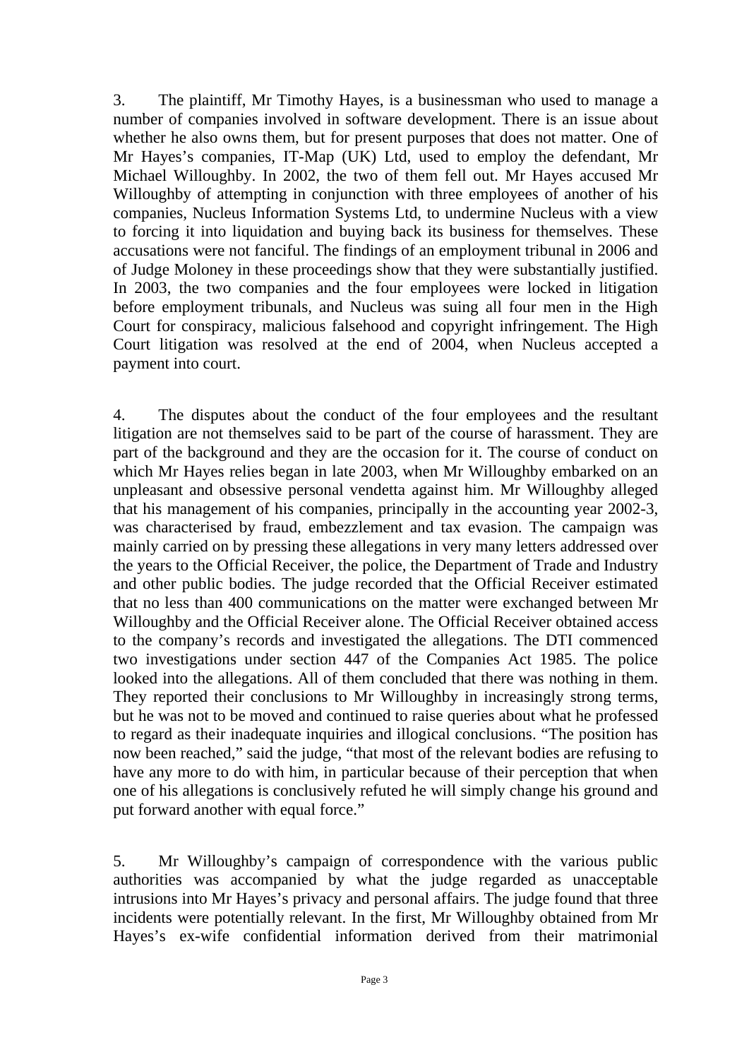3. The plaintiff, Mr Timothy Hayes, is a businessman who used to manage a number of companies involved in software development. There is an issue about whether he also owns them, but for present purposes that does not matter. One of Mr Hayes's companies, IT-Map (UK) Ltd, used to employ the defendant, Mr Michael Willoughby. In 2002, the two of them fell out. Mr Hayes accused Mr Willoughby of attempting in conjunction with three employees of another of his companies, Nucleus Information Systems Ltd, to undermine Nucleus with a view to forcing it into liquidation and buying back its business for themselves. These accusations were not fanciful. The findings of an employment tribunal in 2006 and of Judge Moloney in these proceedings show that they were substantially justified. In 2003, the two companies and the four employees were locked in litigation before employment tribunals, and Nucleus was suing all four men in the High Court for conspiracy, malicious falsehood and copyright infringement. The High Court litigation was resolved at the end of 2004, when Nucleus accepted a payment into court.

4. The disputes about the conduct of the four employees and the resultant litigation are not themselves said to be part of the course of harassment. They are part of the background and they are the occasion for it. The course of conduct on which Mr Hayes relies began in late 2003, when Mr Willoughby embarked on an unpleasant and obsessive personal vendetta against him. Mr Willoughby alleged that his management of his companies, principally in the accounting year 2002-3, was characterised by fraud, embezzlement and tax evasion. The campaign was mainly carried on by pressing these allegations in very many letters addressed over the years to the Official Receiver, the police, the Department of Trade and Industry and other public bodies. The judge recorded that the Official Receiver estimated that no less than 400 communications on the matter were exchanged between Mr Willoughby and the Official Receiver alone. The Official Receiver obtained access to the company's records and investigated the allegations. The DTI commenced two investigations under section 447 of the Companies Act 1985. The police looked into the allegations. All of them concluded that there was nothing in them. They reported their conclusions to Mr Willoughby in increasingly strong terms, but he was not to be moved and continued to raise queries about what he professed to regard as their inadequate inquiries and illogical conclusions. "The position has now been reached," said the judge, "that most of the relevant bodies are refusing to have any more to do with him, in particular because of their perception that when one of his allegations is conclusively refuted he will simply change his ground and put forward another with equal force."

5. Mr Willoughby's campaign of correspondence with the various public authorities was accompanied by what the judge regarded as unacceptable intrusions into Mr Hayes's privacy and personal affairs. The judge found that three incidents were potentially relevant. In the first, Mr Willoughby obtained from Mr Hayes's ex-wife confidential information derived from their matrimonial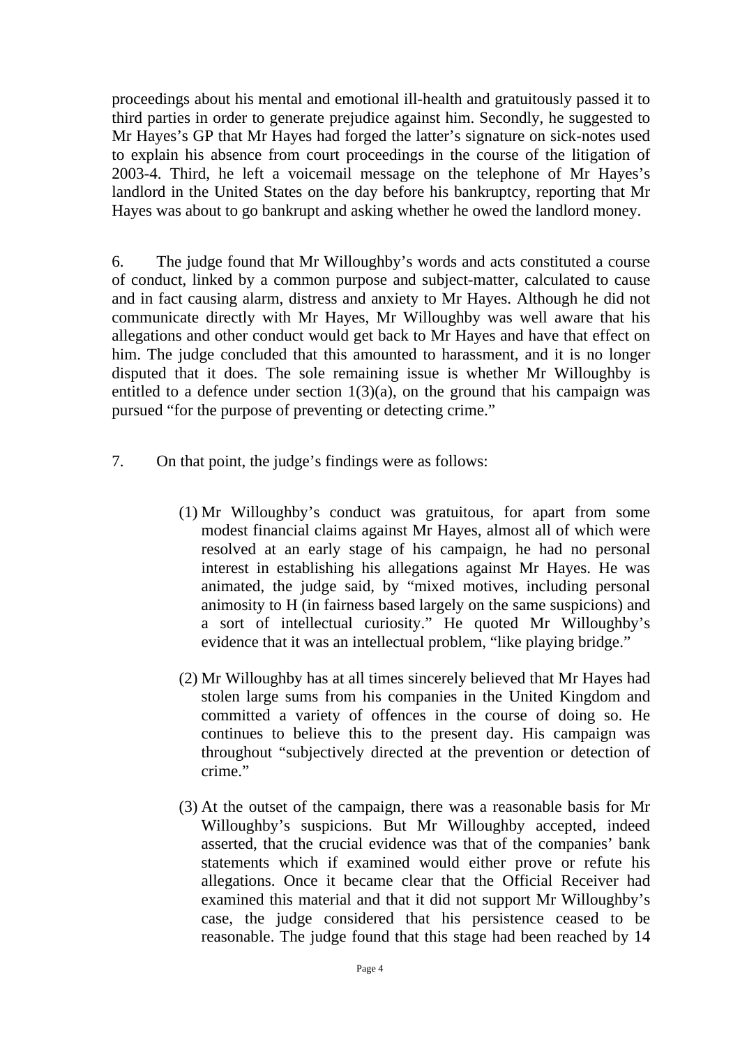proceedings about his mental and emotional ill-health and gratuitously passed it to third parties in order to generate prejudice against him. Secondly, he suggested to Mr Hayes's GP that Mr Hayes had forged the latter's signature on sick-notes used to explain his absence from court proceedings in the course of the litigation of 2003-4. Third, he left a voicemail message on the telephone of Mr Hayes's landlord in the United States on the day before his bankruptcy, reporting that Mr Hayes was about to go bankrupt and asking whether he owed the landlord money.

6. The judge found that Mr Willoughby's words and acts constituted a course of conduct, linked by a common purpose and subject-matter, calculated to cause and in fact causing alarm, distress and anxiety to Mr Hayes. Although he did not communicate directly with Mr Hayes, Mr Willoughby was well aware that his allegations and other conduct would get back to Mr Hayes and have that effect on him. The judge concluded that this amounted to harassment, and it is no longer disputed that it does. The sole remaining issue is whether Mr Willoughby is entitled to a defence under section 1(3)(a), on the ground that his campaign was pursued "for the purpose of preventing or detecting crime."

7. On that point, the judge's findings were as follows:

(1) Mr Willoughby's conduct was gratuitous, for apart from some modest financial claims against Mr Hayes, almost all of which were resolved at an early stage of his campaign, he had no personal interest in establishing his allegations against Mr Hayes. He was animated, the judge said, by "mixed motives, including personal animosity to H (in fairness based largely on the same suspicions) and a sort of intellectual curiosity." He quoted Mr Willoughby's evidence that it was an intellectual problem, "like playing bridge."

(2) Mr Willoughby has at all times sincerely believed that Mr Hayes had stolen large sums from his companies in the United Kingdom and committed a variety of offences in the course of doing so. He continues to believe this to the present day. His campaign was throughout "subjectively directed at the prevention or detection of crime."

(3) At the outset of the campaign, there was a reasonable basis for Mr Willoughby's suspicions. But Mr Willoughby accepted, indeed asserted, that the crucial evidence was that of the companies' bank statements which if examined would either prove or refute his allegations. Once it became clear that the Official Receiver had examined this material and that it did not support Mr Willoughby's case, the judge considered that his persistence ceased to be reasonable. The judge found that this stage had been reached by 14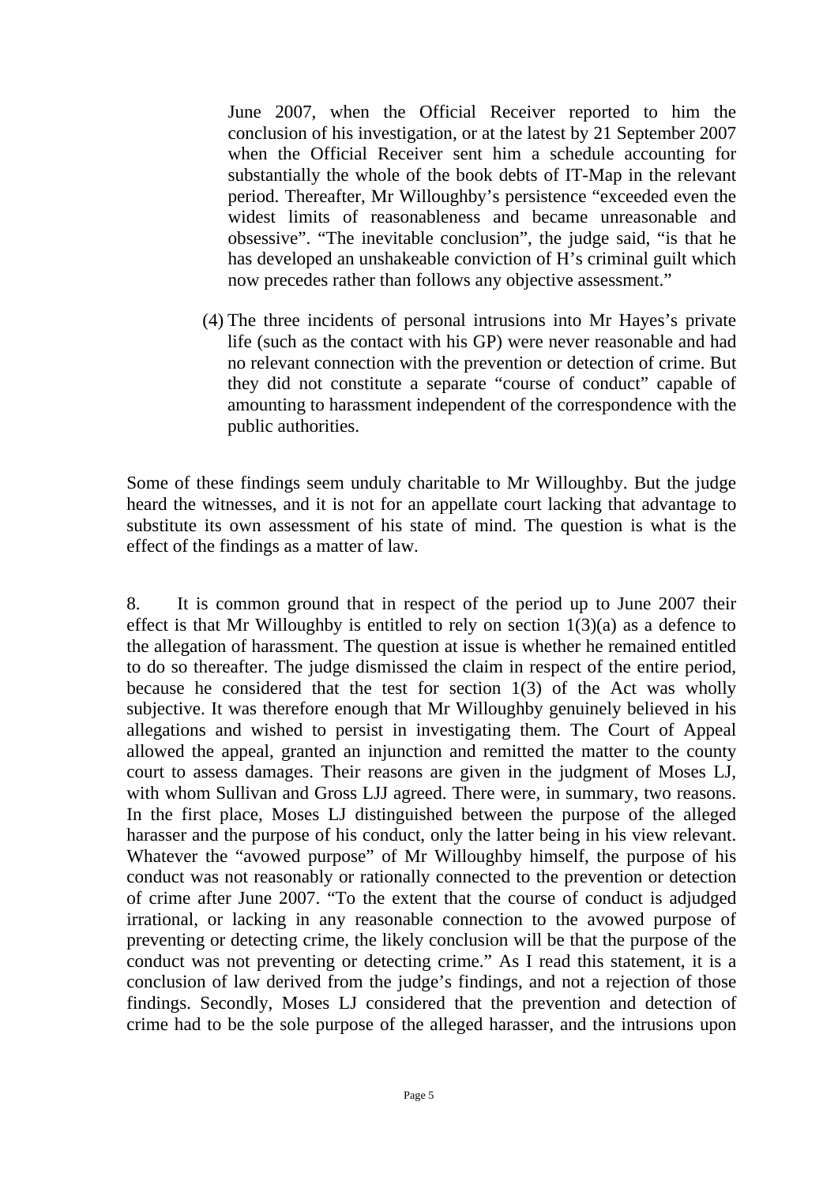June 2007, when the Official Receiver reported to him the conclusion of his investigation, or at the latest by 21 September 2007 when the Official Receiver sent him a schedule accounting for substantially the whole of the book debts of IT-Map in the relevant period. Thereafter, Mr Willoughby's persistence "exceeded even the widest limits of reasonableness and became unreasonable and obsessive". "The inevitable conclusion", the judge said, "is that he has developed an unshakeable conviction of H's criminal guilt which now precedes rather than follows any objective assessment."

(4) The three incidents of personal intrusions into Mr Hayes's private life (such as the contact with his GP) were never reasonable and had no relevant connection with the prevention or detection of crime. But they did not constitute a separate "course of conduct" capable of amounting to harassment independent of the correspondence with the public authorities.

Some of these findings seem unduly charitable to Mr Willoughby. But the judge heard the witnesses, and it is not for an appellate court lacking that advantage to substitute its own assessment of his state of mind. The question is what is the effect of the findings as a matter of law.

8. It is common ground that in respect of the period up to June 2007 their effect is that Mr Willoughby is entitled to rely on section 1(3)(a) as a defence to the allegation of harassment. The question at issue is whether he remained entitled to do so thereafter. The judge dismissed the claim in respect of the entire period, because he considered that the test for section 1(3) of the Act was wholly subjective. It was therefore enough that Mr Willoughby genuinely believed in his allegations and wished to persist in investigating them. The Court of Appeal allowed the appeal, granted an injunction and remitted the matter to the county court to assess damages. Their reasons are given in the judgment of Moses LJ, with whom Sullivan and Gross LJJ agreed. There were, in summary, two reasons. In the first place, Moses LJ distinguished between the purpose of the alleged harasser and the purpose of his conduct, only the latter being in his view relevant. Whatever the "avowed purpose" of Mr Willoughby himself, the purpose of his conduct was not reasonably or rationally connected to the prevention or detection of crime after June 2007. "To the extent that the course of conduct is adjudged irrational, or lacking in any reasonable connection to the avowed purpose of preventing or detecting crime, the likely conclusion will be that the purpose of the conduct was not preventing or detecting crime." As I read this statement, it is a conclusion of law derived from the judge's findings, and not a rejection of those findings. Secondly, Moses LJ considered that the prevention and detection of crime had to be the sole purpose of the alleged harasser, and the intrusions upon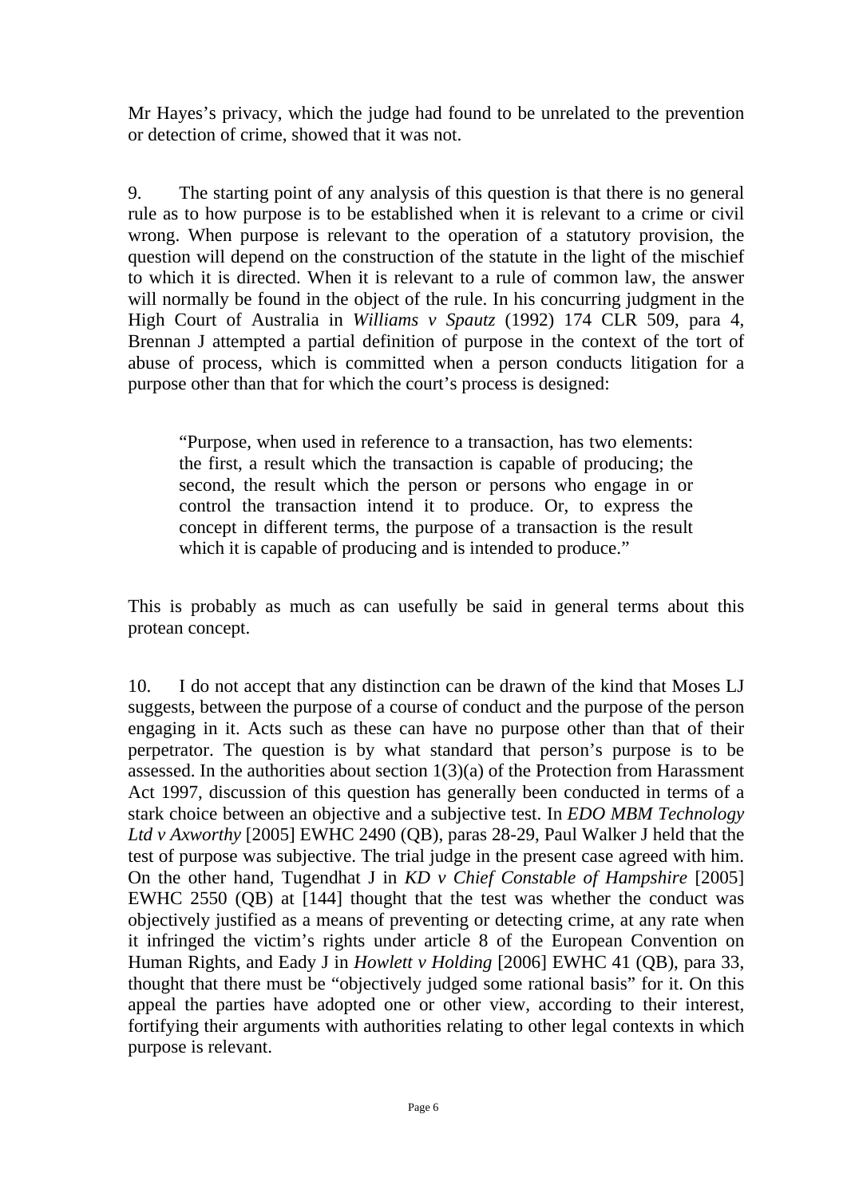Mr Hayes's privacy, which the judge had found to be unrelated to the prevention or detection of crime, showed that it was not.

9. The starting point of any analysis of this question is that there is no general rule as to how purpose is to be established when it is relevant to a crime or civil wrong. When purpose is relevant to the operation of a statutory provision, the question will depend on the construction of the statute in the light of the mischief to which it is directed. When it is relevant to a rule of common law, the answer will normally be found in the object of the rule. In his concurring judgment in the High Court of Australia in *Williams v Spautz* (1992) 174 CLR 509, para 4, Brennan J attempted a partial definition of purpose in the context of the tort of abuse of process, which is committed when a person conducts litigation for a purpose other than that for which the court's process is designed:

> "Purpose, when used in reference to a transaction, has two elements: the first, a result which the transaction is capable of producing; the second, the result which the person or persons who engage in or control the transaction intend it to produce. Or, to express the concept in different terms, the purpose of a transaction is the result which it is capable of producing and is intended to produce."

This is probably as much as can usefully be said in general terms about this protean concept.

10. I do not accept that any distinction can be drawn of the kind that Moses LJ suggests, between the purpose of a course of conduct and the purpose of the person engaging in it. Acts such as these can have no purpose other than that of their perpetrator. The question is by what standard that person's purpose is to be assessed. In the authorities about section 1(3)(a) of the Protection from Harassment Act 1997, discussion of this question has generally been conducted in terms of a stark choice between an objective and a subjective test. In *EDO MBM Technology Ltd v Axworthy* [2005] EWHC 2490 (QB), paras 28-29, Paul Walker J held that the test of purpose was subjective. The trial judge in the present case agreed with him. On the other hand, Tugendhat J in *KD v Chief Constable of Hampshire* [2005] EWHC 2550 (QB) at [144] thought that the test was whether the conduct was objectively justified as a means of preventing or detecting crime, at any rate when it infringed the victim's rights under article 8 of the European Convention on Human Rights, and Eady J in *Howlett v Holding* [2006] EWHC 41 (QB), para 33, thought that there must be "objectively judged some rational basis" for it. On this appeal the parties have adopted one or other view, according to their interest, fortifying their arguments with authorities relating to other legal contexts in which purpose is relevant.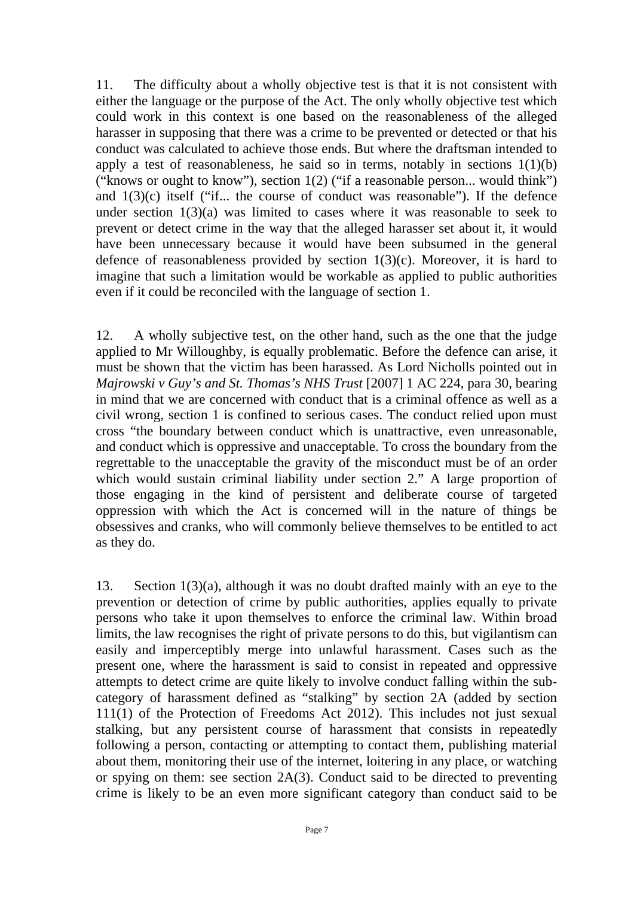11. The difficulty about a wholly objective test is that it is not consistent with either the language or the purpose of the Act. The only wholly objective test which could work in this context is one based on the reasonableness of the alleged harasser in supposing that there was a crime to be prevented or detected or that his conduct was calculated to achieve those ends. But where the draftsman intended to apply a test of reasonableness, he said so in terms, notably in sections 1(1)(b) ("knows or ought to know"), section 1(2) ("if a reasonable person... would think") and 1(3)(c) itself ("if... the course of conduct was reasonable"). If the defence under section 1(3)(a) was limited to cases where it was reasonable to seek to prevent or detect crime in the way that the alleged harasser set about it, it would have been unnecessary because it would have been subsumed in the general defence of reasonableness provided by section 1(3)(c). Moreover, it is hard to imagine that such a limitation would be workable as applied to public authorities even if it could be reconciled with the language of section 1.

12. A wholly subjective test, on the other hand, such as the one that the judge applied to Mr Willoughby, is equally problematic. Before the defence can arise, it must be shown that the victim has been harassed. As Lord Nicholls pointed out in *Majrowski v Guy's and St. Thomas's NHS Trust* [2007] 1 AC 224, para 30, bearing in mind that we are concerned with conduct that is a criminal offence as well as a civil wrong, section 1 is confined to serious cases. The conduct relied upon must cross "the boundary between conduct which is unattractive, even unreasonable, and conduct which is oppressive and unacceptable. To cross the boundary from the regrettable to the unacceptable the gravity of the misconduct must be of an order which would sustain criminal liability under section 2." A large proportion of those engaging in the kind of persistent and deliberate course of targeted oppression with which the Act is concerned will in the nature of things be obsessives and cranks, who will commonly believe themselves to be entitled to act as they do.

13. Section 1(3)(a), although it was no doubt drafted mainly with an eye to the prevention or detection of crime by public authorities, applies equally to private persons who take it upon themselves to enforce the criminal law. Within broad limits, the law recognises the right of private persons to do this, but vigilantism can easily and imperceptibly merge into unlawful harassment. Cases such as the present one, where the harassment is said to consist in repeated and oppressive attempts to detect crime are quite likely to involve conduct falling within the sub-category of harassment defined as "stalking" by section 2A (added by section 111(1) of the Protection of Freedoms Act 2012). This includes not just sexual stalking, but any persistent course of harassment that consists in repeatedly following a person, contacting or attempting to contact them, publishing material about them, monitoring their use of the internet, loitering in any place, or watching or spying on them: see section 2A(3). Conduct said to be directed to preventing crime is likely to be an even more significant category than conduct said to be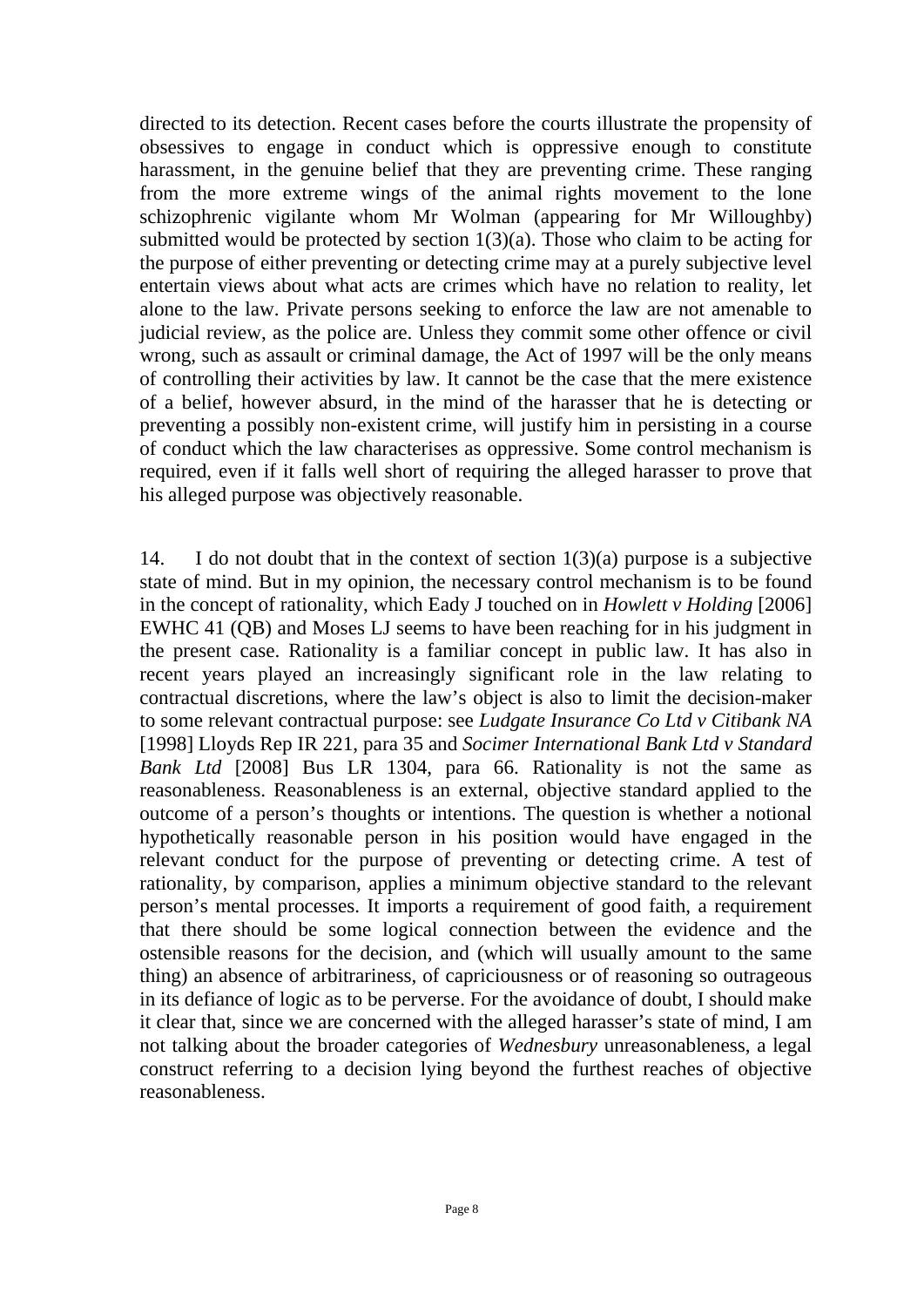directed to its detection. Recent cases before the courts illustrate the propensity of obsessives to engage in conduct which is oppressive enough to constitute harassment, in the genuine belief that they are preventing crime. These ranging from the more extreme wings of the animal rights movement to the lone schizophrenic vigilante whom Mr Wolman (appearing for Mr Willoughby) submitted would be protected by section 1(3)(a). Those who claim to be acting for the purpose of either preventing or detecting crime may at a purely subjective level entertain views about what acts are crimes which have no relation to reality, let alone to the law. Private persons seeking to enforce the law are not amenable to judicial review, as the police are. Unless they commit some other offence or civil wrong, such as assault or criminal damage, the Act of 1997 will be the only means of controlling their activities by law. It cannot be the case that the mere existence of a belief, however absurd, in the mind of the harasser that he is detecting or preventing a possibly non-existent crime, will justify him in persisting in a course of conduct which the law characterises as oppressive. Some control mechanism is required, even if it falls well short of requiring the alleged harasser to prove that his alleged purpose was objectively reasonable.

14. I do not doubt that in the context of section 1(3)(a) purpose is a subjective state of mind. But in my opinion, the necessary control mechanism is to be found in the concept of rationality, which Eady J touched on in *Howlett v Holding* [2006] EWHC 41 (QB) and Moses LJ seems to have been reaching for in his judgment in the present case. Rationality is a familiar concept in public law. It has also in recent years played an increasingly significant role in the law relating to contractual discretions, where the law's object is also to limit the decision-maker to some relevant contractual purpose: see *Ludgate Insurance Co Ltd v Citibank NA* [1998] Lloyds Rep IR 221, para 35 and *Socimer International Bank Ltd v Standard Bank Ltd* [2008] Bus LR 1304, para 66. Rationality is not the same as reasonableness. Reasonableness is an external, objective standard applied to the outcome of a person's thoughts or intentions. The question is whether a notional hypothetically reasonable person in his position would have engaged in the relevant conduct for the purpose of preventing or detecting crime. A test of rationality, by comparison, applies a minimum objective standard to the relevant person's mental processes. It imports a requirement of good faith, a requirement that there should be some logical connection between the evidence and the ostensible reasons for the decision, and (which will usually amount to the same thing) an absence of arbitrariness, of capriciousness or of reasoning so outrageous in its defiance of logic as to be perverse. For the avoidance of doubt, I should make it clear that, since we are concerned with the alleged harasser's state of mind, I am not talking about the broader categories of *Wednesbury* unreasonableness, a legal construct referring to a decision lying beyond the furthest reaches of objective reasonableness.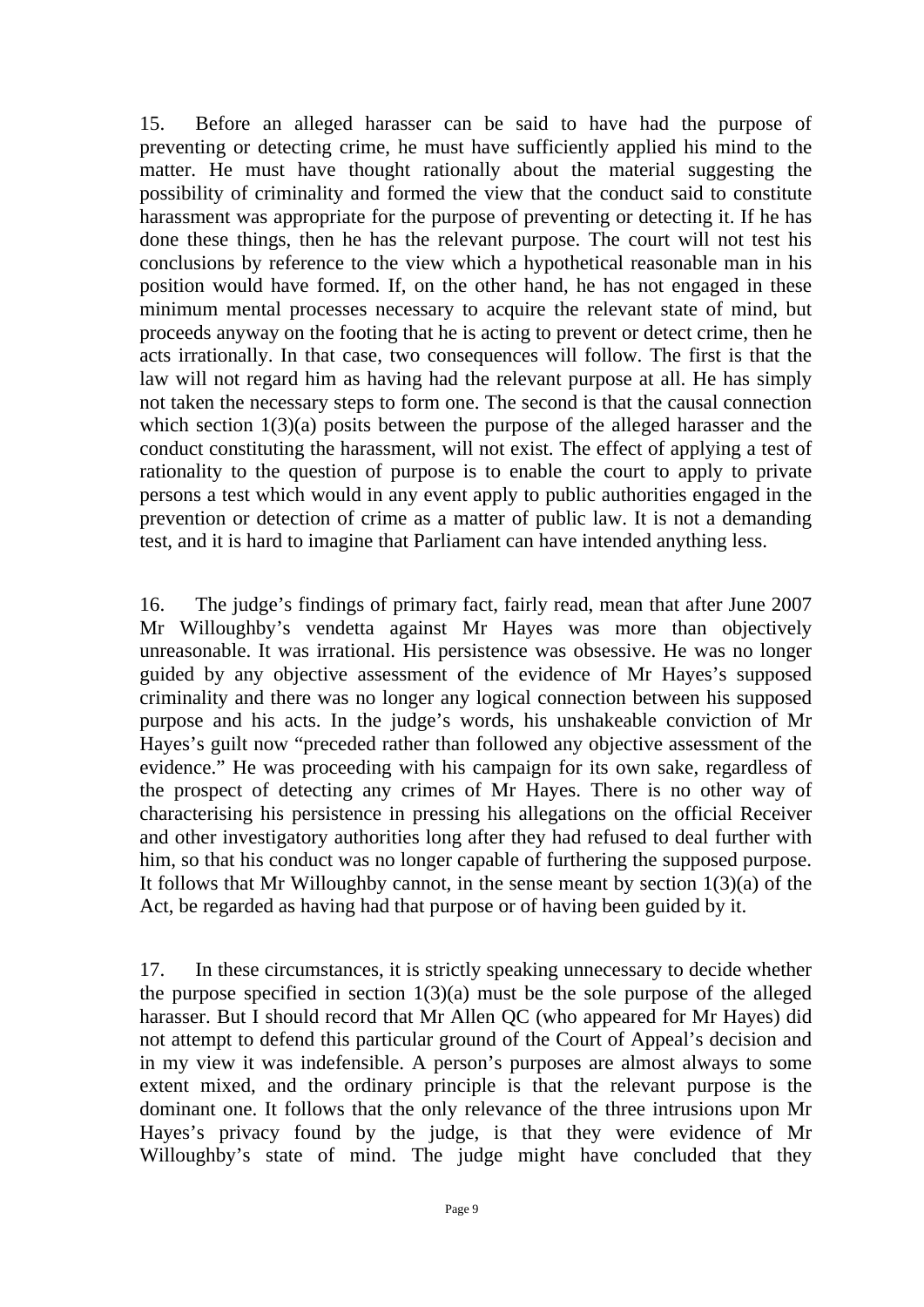15. Before an alleged harasser can be said to have had the purpose of preventing or detecting crime, he must have sufficiently applied his mind to the matter. He must have thought rationally about the material suggesting the possibility of criminality and formed the view that the conduct said to constitute harassment was appropriate for the purpose of preventing or detecting it. If he has done these things, then he has the relevant purpose. The court will not test his conclusions by reference to the view which a hypothetical reasonable man in his position would have formed. If, on the other hand, he has not engaged in these minimum mental processes necessary to acquire the relevant state of mind, but proceeds anyway on the footing that he is acting to prevent or detect crime, then he acts irrationally. In that case, two consequences will follow. The first is that the law will not regard him as having had the relevant purpose at all. He has simply not taken the necessary steps to form one. The second is that the causal connection which section 1(3)(a) posits between the purpose of the alleged harasser and the conduct constituting the harassment, will not exist. The effect of applying a test of rationality to the question of purpose is to enable the court to apply to private persons a test which would in any event apply to public authorities engaged in the prevention or detection of crime as a matter of public law. It is not a demanding test, and it is hard to imagine that Parliament can have intended anything less.

16. The judge's findings of primary fact, fairly read, mean that after June 2007 Mr Willoughby's vendetta against Mr Hayes was more than objectively unreasonable. It was irrational. His persistence was obsessive. He was no longer guided by any objective assessment of the evidence of Mr Hayes's supposed criminality and there was no longer any logical connection between his supposed purpose and his acts. In the judge's words, his unshakeable conviction of Mr Hayes's guilt now "preceded rather than followed any objective assessment of the evidence." He was proceeding with his campaign for its own sake, regardless of the prospect of detecting any crimes of Mr Hayes. There is no other way of characterising his persistence in pressing his allegations on the official Receiver and other investigatory authorities long after they had refused to deal further with him, so that his conduct was no longer capable of furthering the supposed purpose. It follows that Mr Willoughby cannot, in the sense meant by section 1(3)(a) of the Act, be regarded as having had that purpose or of having been guided by it.

17. In these circumstances, it is strictly speaking unnecessary to decide whether the purpose specified in section 1(3)(a) must be the sole purpose of the alleged harasser. But I should record that Mr Allen QC (who appeared for Mr Hayes) did not attempt to defend this particular ground of the Court of Appeal's decision and in my view it was indefensible. A person's purposes are almost always to some extent mixed, and the ordinary principle is that the relevant purpose is the dominant one. It follows that the only relevance of the three intrusions upon Mr Hayes's privacy found by the judge, is that they were evidence of Mr Willoughby's state of mind. The judge might have concluded that they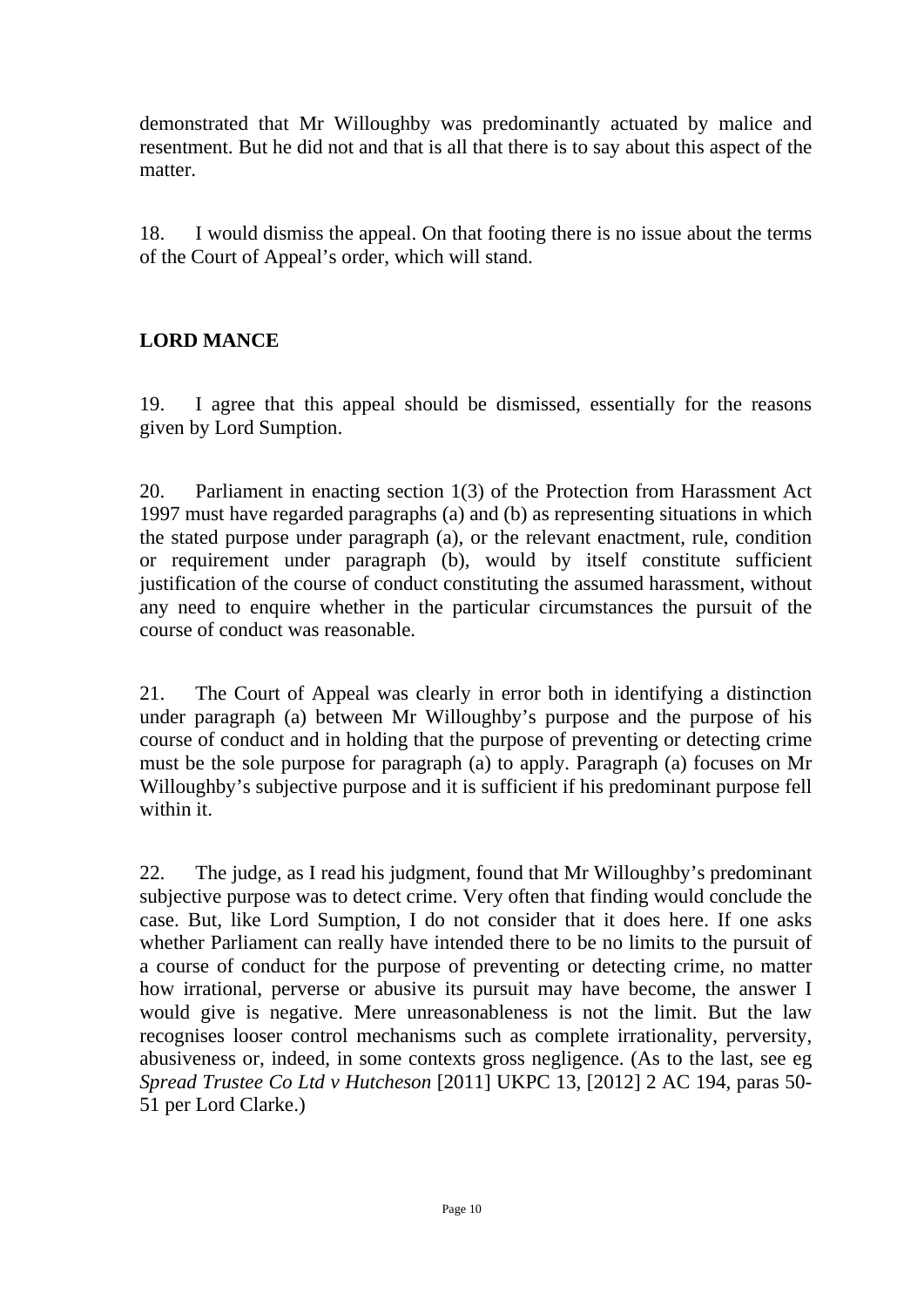demonstrated that Mr Willoughby was predominantly actuated by malice and resentment. But he did not and that is all that there is to say about this aspect of the matter.

18. I would dismiss the appeal. On that footing there is no issue about the terms of the Court of Appeal's order, which will stand.

**LORD MANCE**

19. I agree that this appeal should be dismissed, essentially for the reasons given by Lord Sumption.

20. Parliament in enacting section 1(3) of the Protection from Harassment Act 1997 must have regarded paragraphs (a) and (b) as representing situations in which the stated purpose under paragraph (a), or the relevant enactment, rule, condition or requirement under paragraph (b), would by itself constitute sufficient justification of the course of conduct constituting the assumed harassment, without any need to enquire whether in the particular circumstances the pursuit of the course of conduct was reasonable.

21. The Court of Appeal was clearly in error both in identifying a distinction under paragraph (a) between Mr Willoughby's purpose and the purpose of his course of conduct and in holding that the purpose of preventing or detecting crime must be the sole purpose for paragraph (a) to apply. Paragraph (a) focuses on Mr Willoughby's subjective purpose and it is sufficient if his predominant purpose fell within it.

22. The judge, as I read his judgment, found that Mr Willoughby's predominant subjective purpose was to detect crime. Very often that finding would conclude the case. But, like Lord Sumption, I do not consider that it does here. If one asks whether Parliament can really have intended there to be no limits to the pursuit of a course of conduct for the purpose of preventing or detecting crime, no matter how irrational, perverse or abusive its pursuit may have become, the answer I would give is negative. Mere unreasonableness is not the limit. But the law recognises looser control mechanisms such as complete irrationality, perversity, abusiveness or, indeed, in some contexts gross negligence. (As to the last, see eg *Spread Trustee Co Ltd v Hutcheson* [2011] UKPC 13, [2012] 2 AC 194, paras 50-51 per Lord Clarke.)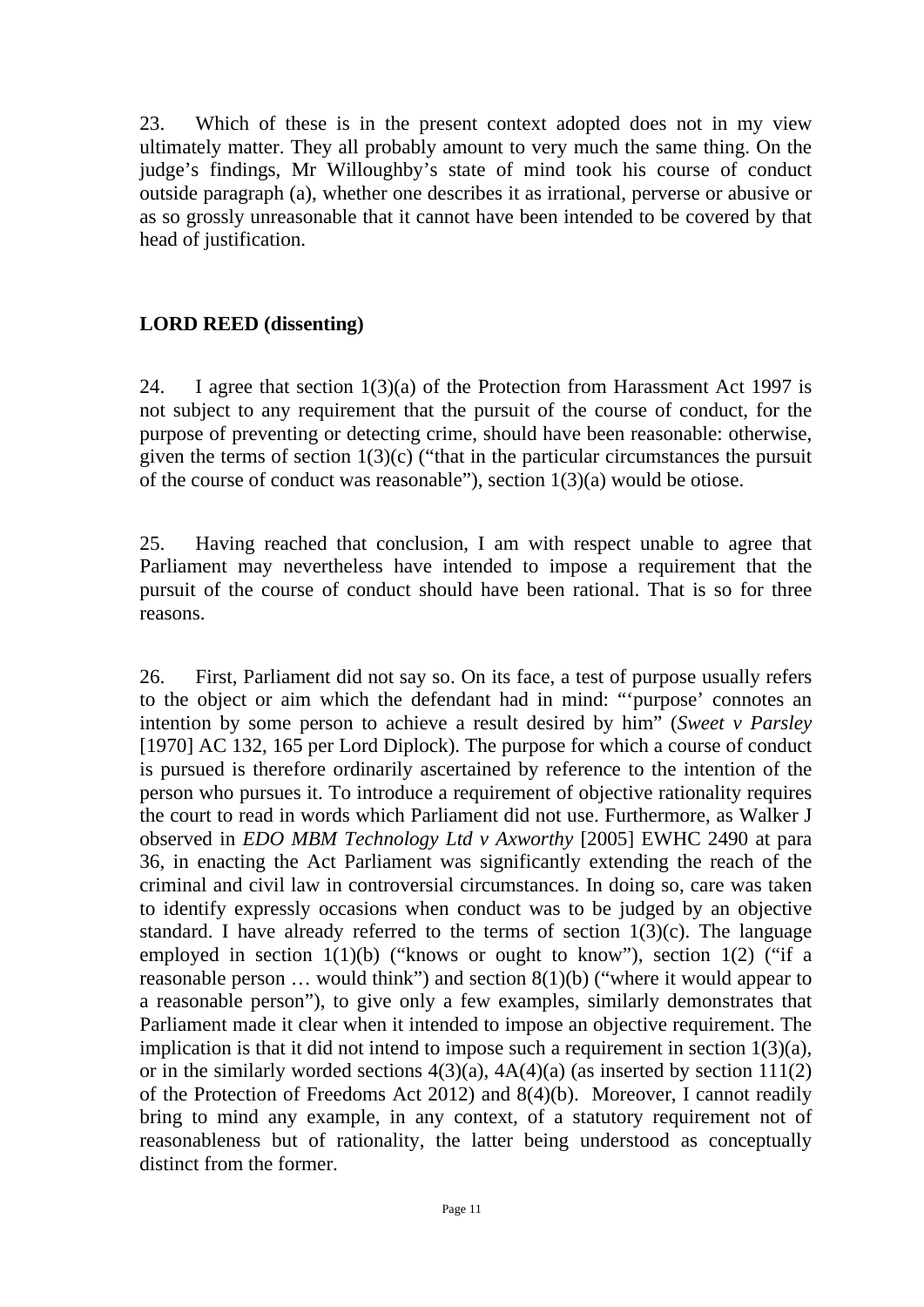23. Which of these is in the present context adopted does not in my view ultimately matter. They all probably amount to very much the same thing. On the judge's findings, Mr Willoughby's state of mind took his course of conduct outside paragraph (a), whether one describes it as irrational, perverse or abusive or as so grossly unreasonable that it cannot have been intended to be covered by that head of justification.

**LORD REED (dissenting)**

24. I agree that section 1(3)(a) of the Protection from Harassment Act 1997 is not subject to any requirement that the pursuit of the course of conduct, for the purpose of preventing or detecting crime, should have been reasonable: otherwise, given the terms of section 1(3)(c) ("that in the particular circumstances the pursuit of the course of conduct was reasonable"), section 1(3)(a) would be otiose.

25. Having reached that conclusion, I am with respect unable to agree that Parliament may nevertheless have intended to impose a requirement that the pursuit of the course of conduct should have been rational. That is so for three reasons.

26. First, Parliament did not say so. On its face, a test of purpose usually refers to the object or aim which the defendant had in mind: "'purpose' connotes an intention by some person to achieve a result desired by him" (*Sweet v Parsley* [1970] AC 132, 165 per Lord Diplock). The purpose for which a course of conduct is pursued is therefore ordinarily ascertained by reference to the intention of the person who pursues it. To introduce a requirement of objective rationality requires the court to read in words which Parliament did not use. Furthermore, as Walker J observed in *EDO MBM Technology Ltd v Axworthy* [2005] EWHC 2490 at para 36, in enacting the Act Parliament was significantly extending the reach of the criminal and civil law in controversial circumstances. In doing so, care was taken to identify expressly occasions when conduct was to be judged by an objective standard. I have already referred to the terms of section 1(3)(c). The language employed in section 1(1)(b) ("knows or ought to know"), section 1(2) ("if a reasonable person … would think") and section 8(1)(b) ("where it would appear to a reasonable person"), to give only a few examples, similarly demonstrates that Parliament made it clear when it intended to impose an objective requirement. The implication is that it did not intend to impose such a requirement in section 1(3)(a), or in the similarly worded sections 4(3)(a), 4A(4)(a) (as inserted by section 111(2) of the Protection of Freedoms Act 2012) and 8(4)(b). Moreover, I cannot readily bring to mind any example, in any context, of a statutory requirement not of reasonableness but of rationality, the latter being understood as conceptually distinct from the former.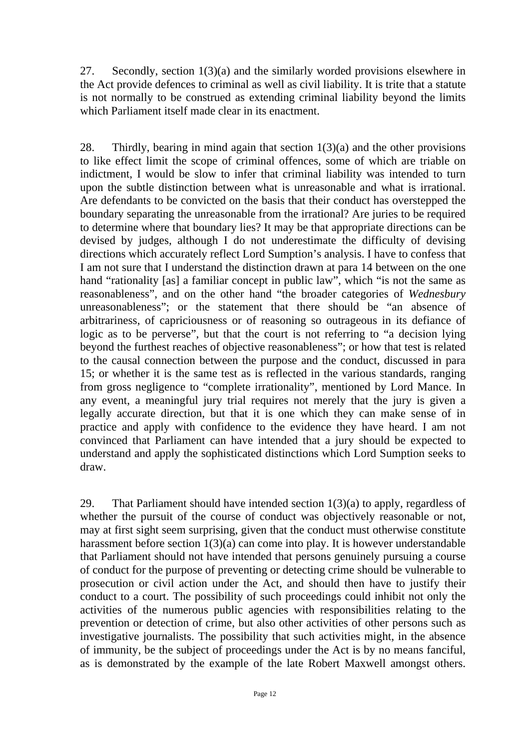27. Secondly, section 1(3)(a) and the similarly worded provisions elsewhere in the Act provide defences to criminal as well as civil liability. It is trite that a statute is not normally to be construed as extending criminal liability beyond the limits which Parliament itself made clear in its enactment.

28. Thirdly, bearing in mind again that section 1(3)(a) and the other provisions to like effect limit the scope of criminal offences, some of which are triable on indictment, I would be slow to infer that criminal liability was intended to turn upon the subtle distinction between what is unreasonable and what is irrational. Are defendants to be convicted on the basis that their conduct has overstepped the boundary separating the unreasonable from the irrational? Are juries to be required to determine where that boundary lies? It may be that appropriate directions can be devised by judges, although I do not underestimate the difficulty of devising directions which accurately reflect Lord Sumption's analysis. I have to confess that I am not sure that I understand the distinction drawn at para 14 between on the one hand "rationality [as] a familiar concept in public law", which "is not the same as reasonableness", and on the other hand "the broader categories of *Wednesbury* unreasonableness"; or the statement that there should be "an absence of arbitrariness, of capriciousness or of reasoning so outrageous in its defiance of logic as to be perverse", but that the court is not referring to "a decision lying beyond the furthest reaches of objective reasonableness"; or how that test is related to the causal connection between the purpose and the conduct, discussed in para 15; or whether it is the same test as is reflected in the various standards, ranging from gross negligence to "complete irrationality", mentioned by Lord Mance. In any event, a meaningful jury trial requires not merely that the jury is given a legally accurate direction, but that it is one which they can make sense of in practice and apply with confidence to the evidence they have heard. I am not convinced that Parliament can have intended that a jury should be expected to understand and apply the sophisticated distinctions which Lord Sumption seeks to draw.

29. That Parliament should have intended section 1(3)(a) to apply, regardless of whether the pursuit of the course of conduct was objectively reasonable or not, may at first sight seem surprising, given that the conduct must otherwise constitute harassment before section 1(3)(a) can come into play. It is however understandable that Parliament should not have intended that persons genuinely pursuing a course of conduct for the purpose of preventing or detecting crime should be vulnerable to prosecution or civil action under the Act, and should then have to justify their conduct to a court. The possibility of such proceedings could inhibit not only the activities of the numerous public agencies with responsibilities relating to the prevention or detection of crime, but also other activities of other persons such as investigative journalists. The possibility that such activities might, in the absence of immunity, be the subject of proceedings under the Act is by no means fanciful, as is demonstrated by the example of the late Robert Maxwell amongst others.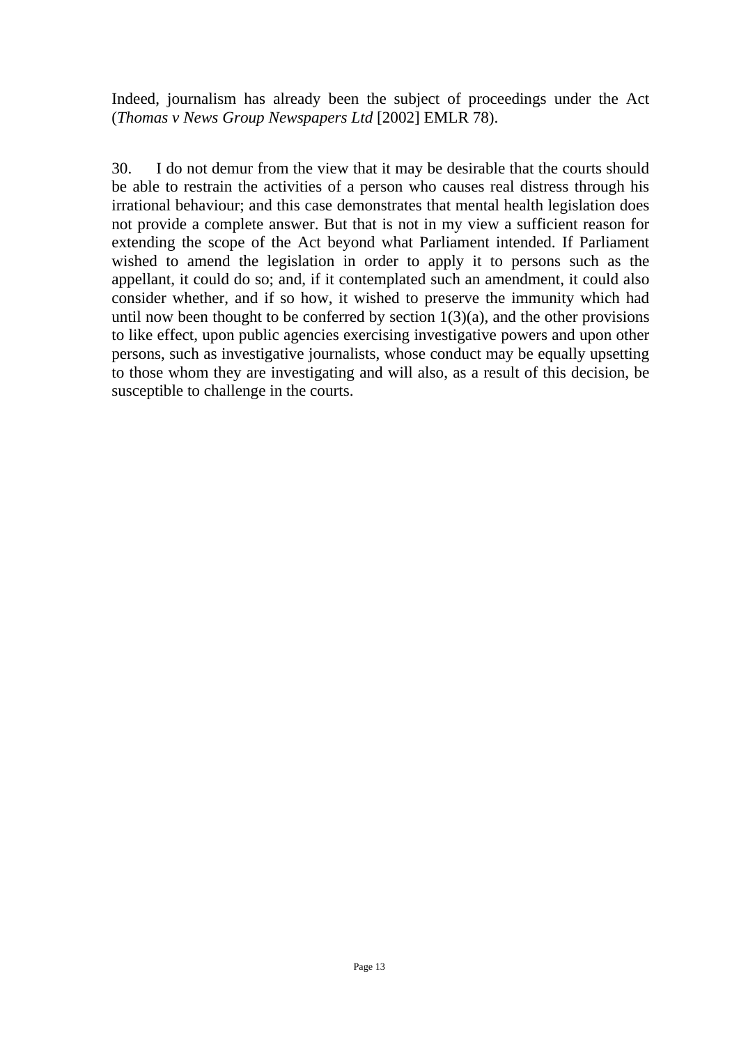Indeed, journalism has already been the subject of proceedings under the Act (*Thomas v News Group Newspapers Ltd* [2002] EMLR 78).

30. I do not demur from the view that it may be desirable that the courts should be able to restrain the activities of a person who causes real distress through his irrational behaviour; and this case demonstrates that mental health legislation does not provide a complete answer. But that is not in my view a sufficient reason for extending the scope of the Act beyond what Parliament intended. If Parliament wished to amend the legislation in order to apply it to persons such as the appellant, it could do so; and, if it contemplated such an amendment, it could also consider whether, and if so how, it wished to preserve the immunity which had until now been thought to be conferred by section 1(3)(a), and the other provisions to like effect, upon public agencies exercising investigative powers and upon other persons, such as investigative journalists, whose conduct may be equally upsetting to those whom they are investigating and will also, as a result of this decision, be susceptible to challenge in the courts.